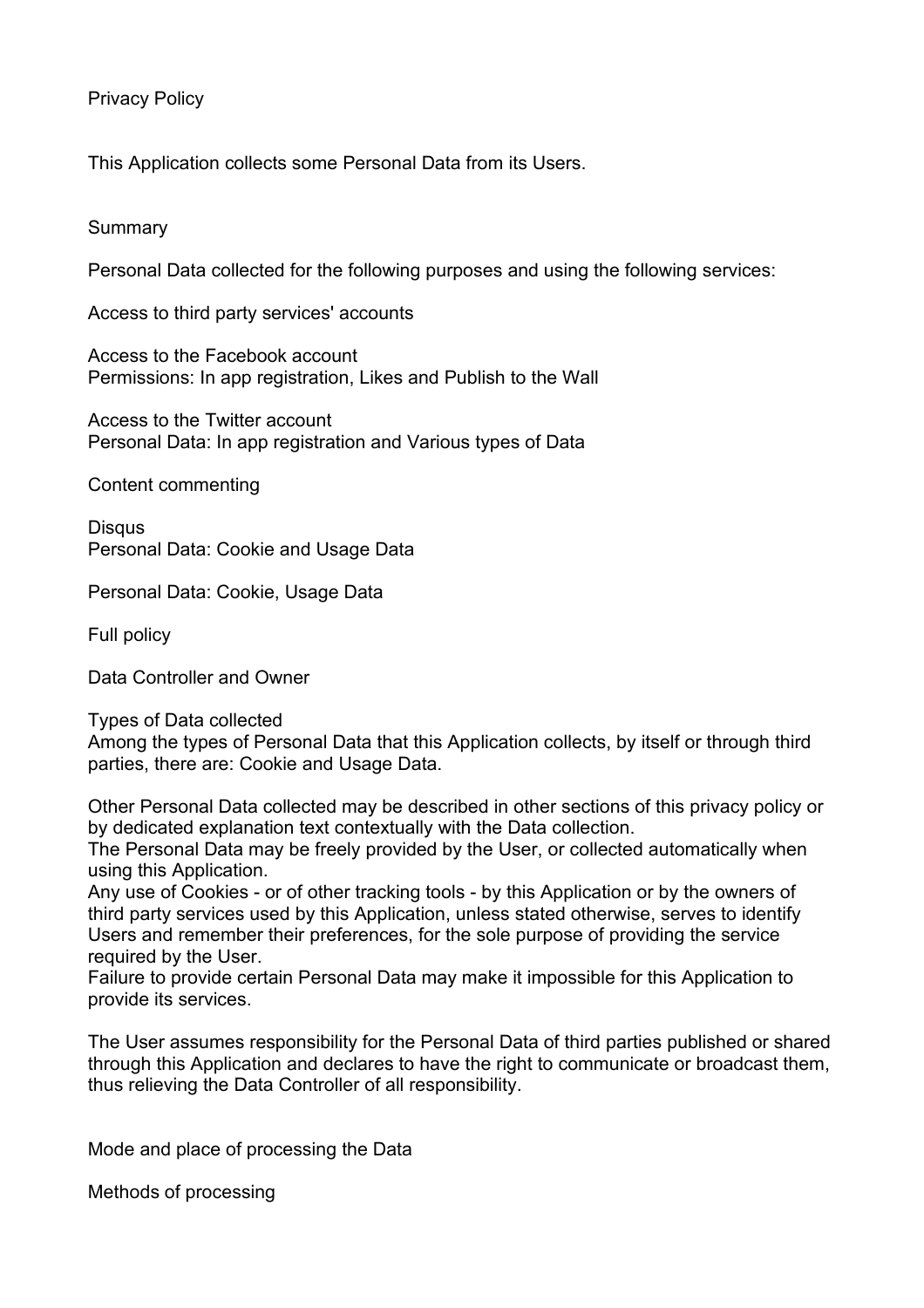# Privacy Policy

This Application collects some Personal Data from its Users.

## Summary

Personal Data collected for the following purposes and using the following services:

### Access to third party services' accounts

Access to the Facebook account
Permissions: In app registration, Likes and Publish to the Wall

Access to the Twitter account
Personal Data: In app registration and Various types of Data

### Content commenting

Disqus
Personal Data: Cookie and Usage Data

Personal Data: Cookie, Usage Data

## Full policy

### Data Controller and Owner

### Types of Data collected

Among the types of Personal Data that this Application collects, by itself or through third parties, there are: Cookie and Usage Data.

Other Personal Data collected may be described in other sections of this privacy policy or by dedicated explanation text contextually with the Data collection.
The Personal Data may be freely provided by the User, or collected automatically when using this Application.
Any use of Cookies - or of other tracking tools - by this Application or by the owners of third party services used by this Application, unless stated otherwise, serves to identify Users and remember their preferences, for the sole purpose of providing the service required by the User.
Failure to provide certain Personal Data may make it impossible for this Application to provide its services.

The User assumes responsibility for the Personal Data of third parties published or shared through this Application and declares to have the right to communicate or broadcast them, thus relieving the Data Controller of all responsibility.

### Mode and place of processing the Data

#### Methods of processing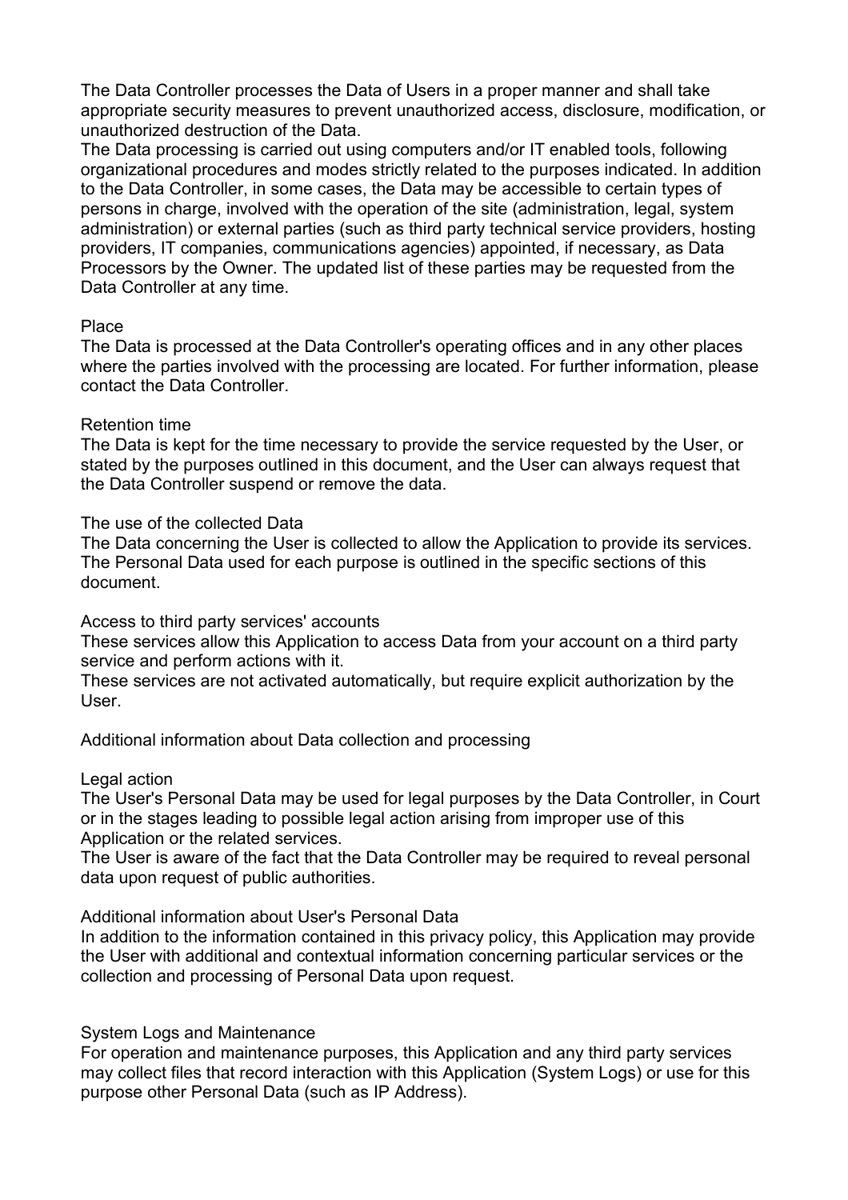The Data Controller processes the Data of Users in a proper manner and shall take appropriate security measures to prevent unauthorized access, disclosure, modification, or unauthorized destruction of the Data.
The Data processing is carried out using computers and/or IT enabled tools, following organizational procedures and modes strictly related to the purposes indicated. In addition to the Data Controller, in some cases, the Data may be accessible to certain types of persons in charge, involved with the operation of the site (administration, legal, system administration) or external parties (such as third party technical service providers, hosting providers, IT companies, communications agencies) appointed, if necessary, as Data Processors by the Owner. The updated list of these parties may be requested from the Data Controller at any time.

### Place

The Data is processed at the Data Controller's operating offices and in any other places where the parties involved with the processing are located. For further information, please contact the Data Controller.

### Retention time

The Data is kept for the time necessary to provide the service requested by the User, or stated by the purposes outlined in this document, and the User can always request that the Data Controller suspend or remove the data.

### The use of the collected Data

The Data concerning the User is collected to allow the Application to provide its services. The Personal Data used for each purpose is outlined in the specific sections of this document.

### Access to third party services' accounts

These services allow this Application to access Data from your account on a third party service and perform actions with it.
These services are not activated automatically, but require explicit authorization by the User.

## Additional information about Data collection and processing

### Legal action

The User's Personal Data may be used for legal purposes by the Data Controller, in Court or in the stages leading to possible legal action arising from improper use of this Application or the related services.
The User is aware of the fact that the Data Controller may be required to reveal personal data upon request of public authorities.

### Additional information about User's Personal Data

In addition to the information contained in this privacy policy, this Application may provide the User with additional and contextual information concerning particular services or the collection and processing of Personal Data upon request.

### System Logs and Maintenance

For operation and maintenance purposes, this Application and any third party services may collect files that record interaction with this Application (System Logs) or use for this purpose other Personal Data (such as IP Address).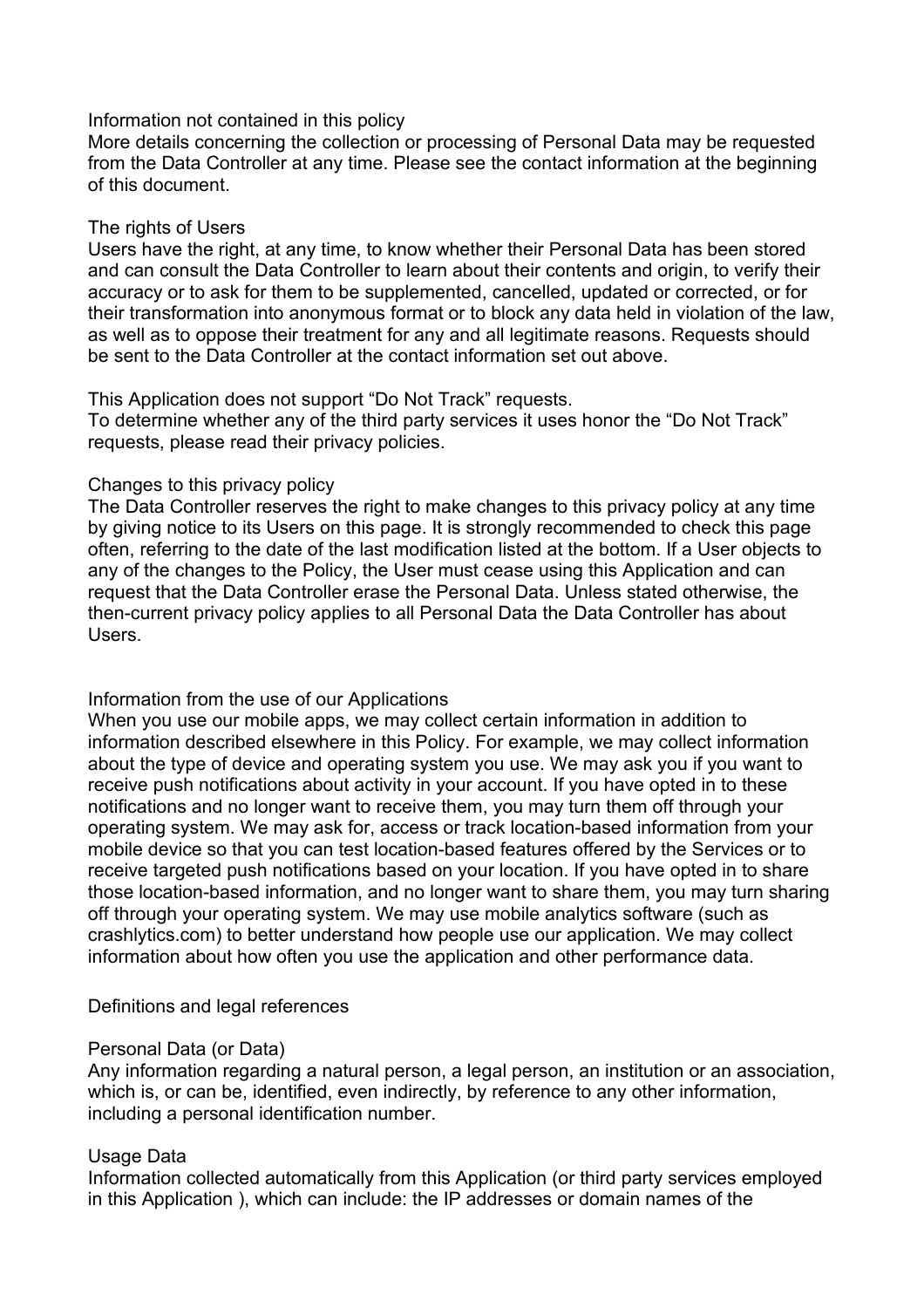## Information not contained in this policy

More details concerning the collection or processing of Personal Data may be requested from the Data Controller at any time. Please see the contact information at the beginning of this document.

## The rights of Users

Users have the right, at any time, to know whether their Personal Data has been stored and can consult the Data Controller to learn about their contents and origin, to verify their accuracy or to ask for them to be supplemented, cancelled, updated or corrected, or for their transformation into anonymous format or to block any data held in violation of the law, as well as to oppose their treatment for any and all legitimate reasons. Requests should be sent to the Data Controller at the contact information set out above.

This Application does not support "Do Not Track" requests.
To determine whether any of the third party services it uses honor the "Do Not Track" requests, please read their privacy policies.

## Changes to this privacy policy

The Data Controller reserves the right to make changes to this privacy policy at any time by giving notice to its Users on this page. It is strongly recommended to check this page often, referring to the date of the last modification listed at the bottom. If a User objects to any of the changes to the Policy, the User must cease using this Application and can request that the Data Controller erase the Personal Data. Unless stated otherwise, the then-current privacy policy applies to all Personal Data the Data Controller has about Users.

## Information from the use of our Applications

When you use our mobile apps, we may collect certain information in addition to information described elsewhere in this Policy. For example, we may collect information about the type of device and operating system you use. We may ask you if you want to receive push notifications about activity in your account. If you have opted in to these notifications and no longer want to receive them, you may turn them off through your operating system. We may ask for, access or track location-based information from your mobile device so that you can test location-based features offered by the Services or to receive targeted push notifications based on your location. If you have opted in to share those location-based information, and no longer want to share them, you may turn sharing off through your operating system. We may use mobile analytics software (such as crashlytics.com) to better understand how people use our application. We may collect information about how often you use the application and other performance data.

## Definitions and legal references

### Personal Data (or Data)

Any information regarding a natural person, a legal person, an institution or an association, which is, or can be, identified, even indirectly, by reference to any other information, including a personal identification number.

### Usage Data

Information collected automatically from this Application (or third party services employed in this Application ), which can include: the IP addresses or domain names of the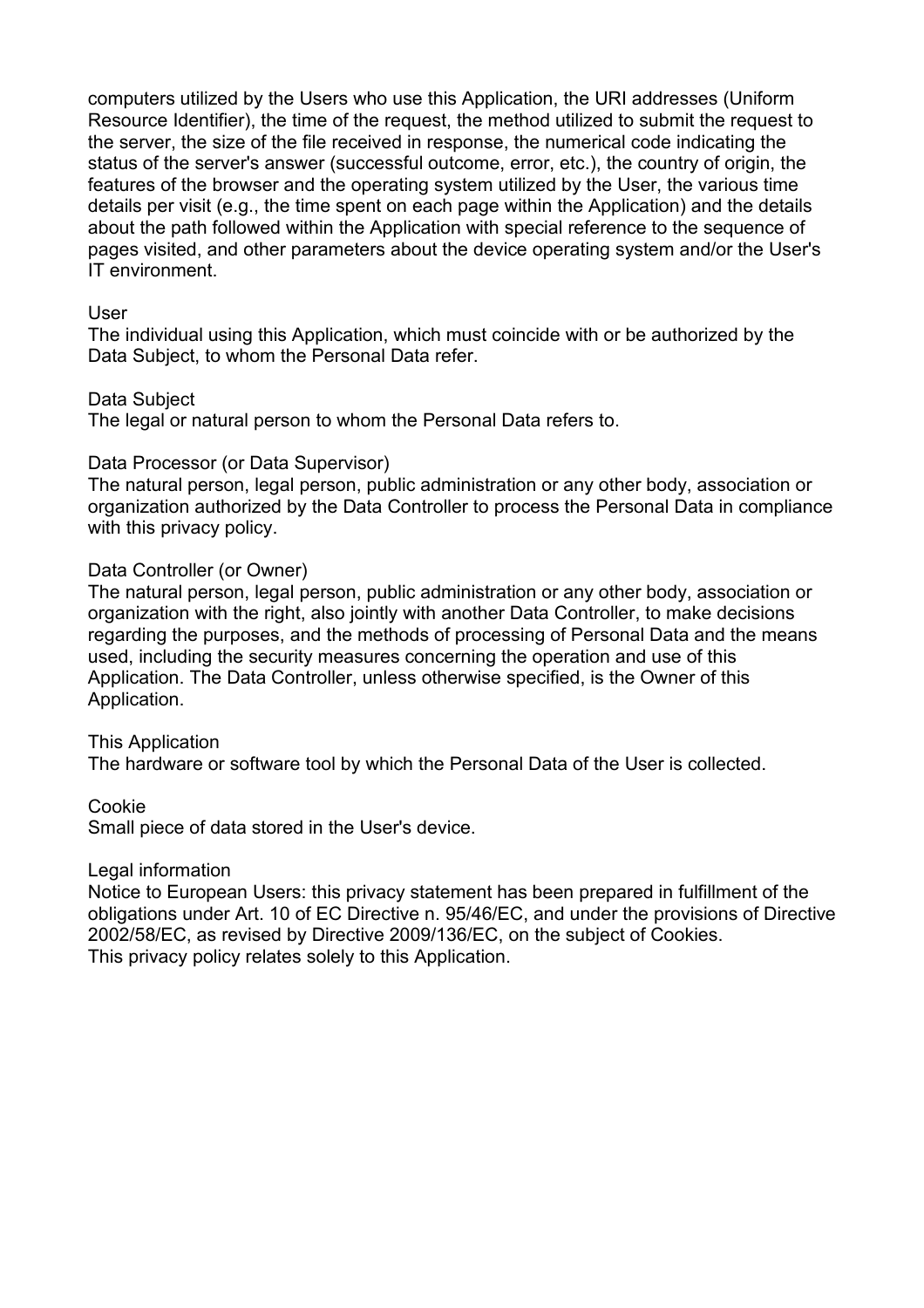computers utilized by the Users who use this Application, the URI addresses (Uniform Resource Identifier), the time of the request, the method utilized to submit the request to the server, the size of the file received in response, the numerical code indicating the status of the server's answer (successful outcome, error, etc.), the country of origin, the features of the browser and the operating system utilized by the User, the various time details per visit (e.g., the time spent on each page within the Application) and the details about the path followed within the Application with special reference to the sequence of pages visited, and other parameters about the device operating system and/or the User's IT environment.

User

The individual using this Application, which must coincide with or be authorized by the Data Subject, to whom the Personal Data refer.

Data Subject

The legal or natural person to whom the Personal Data refers to.

Data Processor (or Data Supervisor)

The natural person, legal person, public administration or any other body, association or organization authorized by the Data Controller to process the Personal Data in compliance with this privacy policy.

Data Controller (or Owner)

The natural person, legal person, public administration or any other body, association or organization with the right, also jointly with another Data Controller, to make decisions regarding the purposes, and the methods of processing of Personal Data and the means used, including the security measures concerning the operation and use of this Application. The Data Controller, unless otherwise specified, is the Owner of this Application.

This Application

The hardware or software tool by which the Personal Data of the User is collected.

Cookie

Small piece of data stored in the User's device.

Legal information

Notice to European Users: this privacy statement has been prepared in fulfillment of the obligations under Art. 10 of EC Directive n. 95/46/EC, and under the provisions of Directive 2002/58/EC, as revised by Directive 2009/136/EC, on the subject of Cookies.
This privacy policy relates solely to this Application.